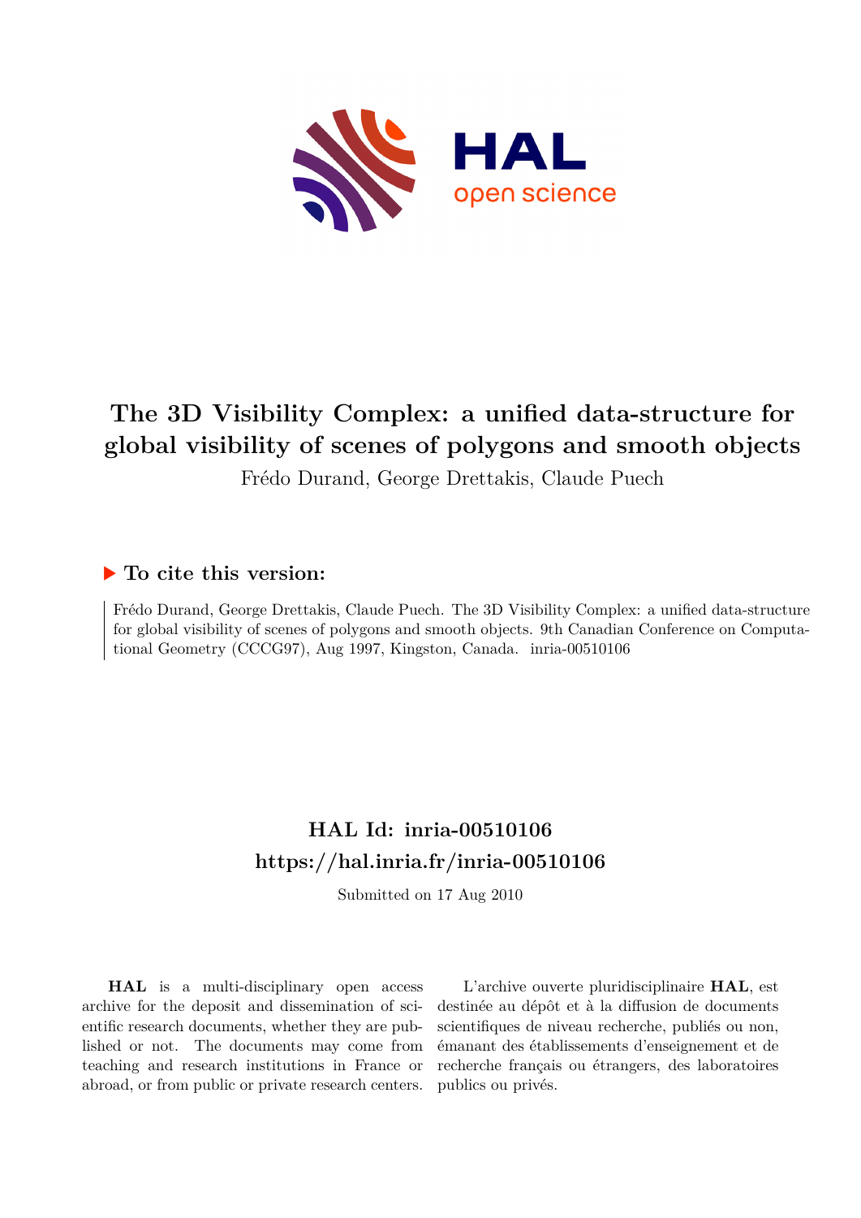# The 3D Visibility Complex: a unified data-structure for global visibility of scenes of polygons and smooth objects

Frédo Durand, George Drettakis, Claude Puech

## ▶ To cite this version:

Frédo Durand, George Drettakis, Claude Puech. The 3D Visibility Complex: a unified data-structure for global visibility of scenes of polygons and smooth objects. 9th Canadian Conference on Computational Geometry (CCCG97), Aug 1997, Kingston, Canada. inria-00510106

## HAL Id: inria-00510106
## https://hal.inria.fr/inria-00510106

Submitted on 17 Aug 2010

**HAL** is a multi-disciplinary open access archive for the deposit and dissemination of scientific research documents, whether they are published or not. The documents may come from teaching and research institutions in France or abroad, or from public or private research centers.

L'archive ouverte pluridisciplinaire **HAL**, est destinée au dépôt et à la diffusion de documents scientifiques de niveau recherche, publiés ou non, émanant des établissements d'enseignement et de recherche français ou étrangers, des laboratoires publics ou privés.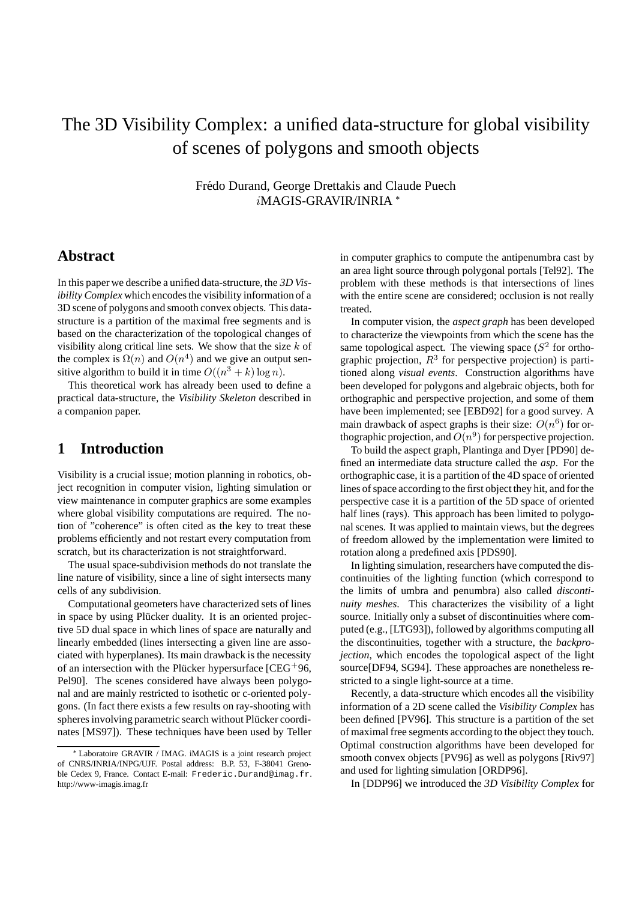# The 3D Visibility Complex: a unified data-structure for global visibility of scenes of polygons and smooth objects

Frédo Durand, George Drettakis and Claude Puech
$i$MAGIS-GRAVIR/INRIA *

## Abstract

In this paper we describe a unified data-structure, the *3D Visibility Complex* which encodes the visibility information of a 3D scene of polygons and smooth convex objects. This data-structure is a partition of the maximal free segments and is based on the characterization of the topological changes of visibility along critical line sets. We show that the size $k$ of the complex is $\Omega(n)$ and $O(n^4)$ and we give an output sensitive algorithm to build it in time $O((n^3 + k) \log n)$.

This theoretical work has already been used to define a practical data-structure, the *Visibility Skeleton* described in a companion paper.

## 1 Introduction

Visibility is a crucial issue; motion planning in robotics, object recognition in computer vision, lighting simulation or view maintenance in computer graphics are some examples where global visibility computations are required. The notion of "coherence" is often cited as the key to treat these problems efficiently and not restart every computation from scratch, but its characterization is not straightforward.

The usual space-subdivision methods do not translate the line nature of visibility, since a line of sight intersects many cells of any subdivision.

Computational geometers have characterized sets of lines in space by using Plücker duality. It is an oriented projective 5D dual space in which lines of space are naturally and linearly embedded (lines intersecting a given line are associated with hyperplanes). Its main drawback is the necessity of an intersection with the Plücker hypersurface [CEG+96, Pel90]. The scenes considered have always been polygonal and are mainly restricted to isothetic or c-oriented polygons. (In fact there exists a few results on ray-shooting with spheres involving parametric search without Plücker coordinates [MS97]). These techniques have been used by Teller in computer graphics to compute the antipenumbra cast by an area light source through polygonal portals [Tel92]. The problem with these methods is that intersections of lines with the entire scene are considered; occlusion is not really treated.

In computer vision, the *aspect graph* has been developed to characterize the viewpoints from which the scene has the same topological aspect. The viewing space ($S^2$ for orthographic projection, $R^3$ for perspective projection) is partitioned along *visual events*. Construction algorithms have been developed for polygons and algebraic objects, both for orthographic and perspective projection, and some of them have been implemented; see [EBD92] for a good survey. A main drawback of aspect graphs is their size: $O(n^6)$ for orthographic projection, and $O(n^9)$ for perspective projection.

To build the aspect graph, Plantinga and Dyer [PD90] defined an intermediate data structure called the *asp*. For the orthographic case, it is a partition of the 4D space of oriented lines of space according to the first object they hit, and for the perspective case it is a partition of the 5D space of oriented half lines (rays). This approach has been limited to polygonal scenes. It was applied to maintain views, but the degrees of freedom allowed by the implementation were limited to rotation along a predefined axis [PDS90].

In lighting simulation, researchers have computed the discontinuities of the lighting function (which correspond to the limits of umbra and penumbra) also called *discontinuity meshes*. This characterizes the visibility of a light source. Initially only a subset of discontinuities where computed (e.g., [LTG93]), followed by algorithms computing all the discontinuities, together with a structure, the *backprojection*, which encodes the topological aspect of the light source[DF94, SG94]. These approaches are nonetheless restricted to a single light-source at a time.

Recently, a data-structure which encodes all the visibility information of a 2D scene called the *Visibility Complex* has been defined [PV96]. This structure is a partition of the set of maximal free segments according to the object they touch. Optimal construction algorithms have been developed for smooth convex objects [PV96] as well as polygons [Riv97] and used for lighting simulation [ORDP96].

In [DDP96] we introduced the *3D Visibility Complex* for

* Laboratoire GRAVIR / IMAG. iMAGIS is a joint research project of CNRS/INRIA/INPG/UJF. Postal address: B.P. 53, F-38041 Grenoble Cedex 9, France. Contact E-mail: Frederic.Durand@imag.fr. http://www-imagis.imag.fr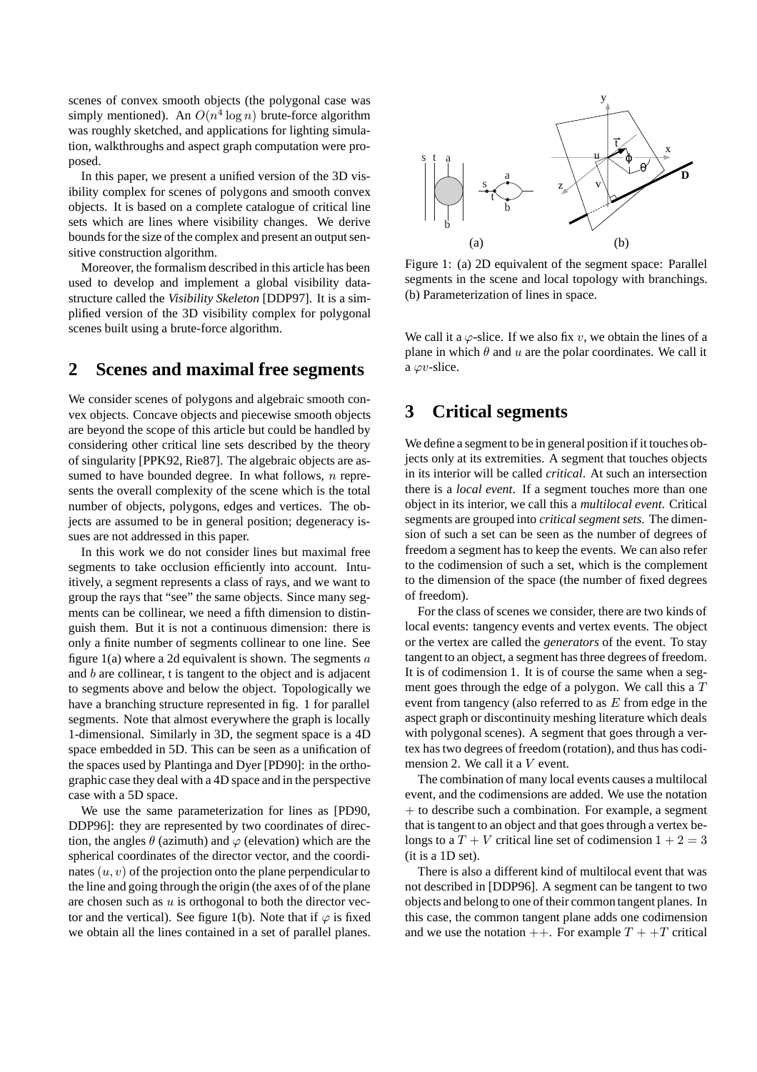scenes of convex smooth objects (the polygonal case was simply mentioned). An $O(n^4 \log n)$ brute-force algorithm was roughly sketched, and applications for lighting simulation, walkthroughs and aspect graph computation were proposed.

In this paper, we present a unified version of the 3D visibility complex for scenes of polygons and smooth convex objects. It is based on a complete catalogue of critical line sets which are lines where visibility changes. We derive bounds for the size of the complex and present an output sensitive construction algorithm.

Moreover, the formalism described in this article has been used to develop and implement a global visibility data-structure called the *Visibility Skeleton* [DDP97]. It is a simplified version of the 3D visibility complex for polygonal scenes built using a brute-force algorithm.

## 2 Scenes and maximal free segments

We consider scenes of polygons and algebraic smooth convex objects. Concave objects and piecewise smooth objects are beyond the scope of this article but could be handled by considering other critical line sets described by the theory of singularity [PPK92, Rie87]. The algebraic objects are assumed to have bounded degree. In what follows, $n$ represents the overall complexity of the scene which is the total number of objects, polygons, edges and vertices. The objects are assumed to be in general position; degeneracy issues are not addressed in this paper.

In this work we do not consider lines but maximal free segments to take occlusion efficiently into account. Intuitively, a segment represents a class of rays, and we want to group the rays that "see" the same objects. Since many segments can be collinear, we need a fifth dimension to distinguish them. But it is not a continuous dimension: there is only a finite number of segments collinear to one line. See figure 1(a) where a 2d equivalent is shown. The segments $a$ and $b$ are collinear, t is tangent to the object and is adjacent to segments above and below the object. Topologically we have a branching structure represented in fig. 1 for parallel segments. Note that almost everywhere the graph is locally 1-dimensional. Similarly in 3D, the segment space is a 4D space embedded in 5D. This can be seen as a unification of the spaces used by Plantinga and Dyer [PD90]: in the orthographic case they deal with a 4D space and in the perspective case with a 5D space.

We use the same parameterization for lines as [PD90, DDP96]: they are represented by two coordinates of direction, the angles $\theta$ (azimuth) and $\varphi$ (elevation) which are the spherical coordinates of the director vector, and the coordinates $(u, v)$ of the projection onto the plane perpendicular to the line and going through the origin (the axes of of the plane are chosen such as $u$ is orthogonal to both the director vector and the vertical). See figure 1(b). Note that if $\varphi$ is fixed we obtain all the lines contained in a set of parallel planes.

Figure 1: (a) 2D equivalent of the segment space: Parallel segments in the scene and local topology with branchings. (b) Parameterization of lines in space.

We call it a $\varphi$-slice. If we also fix $v$, we obtain the lines of a plane in which $\theta$ and $u$ are the polar coordinates. We call it a $\varphi v$-slice.

## 3 Critical segments

We define a segment to be in general position if it touches objects only at its extremities. A segment that touches objects in its interior will be called *critical*. At such an intersection there is a *local event*. If a segment touches more than one object in its interior, we call this a *multilocal event*. Critical segments are grouped into *critical segment sets*. The dimension of such a set can be seen as the number of degrees of freedom a segment has to keep the events. We can also refer to the codimension of such a set, which is the complement to the dimension of the space (the number of fixed degrees of freedom).

For the class of scenes we consider, there are two kinds of local events: tangency events and vertex events. The object or the vertex are called the *generators* of the event. To stay tangent to an object, a segment has three degrees of freedom. It is of codimension 1. It is of course the same when a segment goes through the edge of a polygon. We call this a $T$ event from tangency (also referred to as $E$ from edge in the aspect graph or discontinuity meshing literature which deals with polygonal scenes). A segment that goes through a vertex has two degrees of freedom (rotation), and thus has codimension 2. We call it a $V$ event.

The combination of many local events causes a multilocal event, and the codimensions are added. We use the notation $+$ to describe such a combination. For example, a segment that is tangent to an object and that goes through a vertex belongs to a $T + V$ critical line set of codimension $1 + 2 = 3$ (it is a 1D set).

There is also a different kind of multilocal event that was not described in [DDP96]. A segment can be tangent to two objects and belong to one of their common tangent planes. In this case, the common tangent plane adds one codimension and we use the notation $++$. For example $T + +T$ critical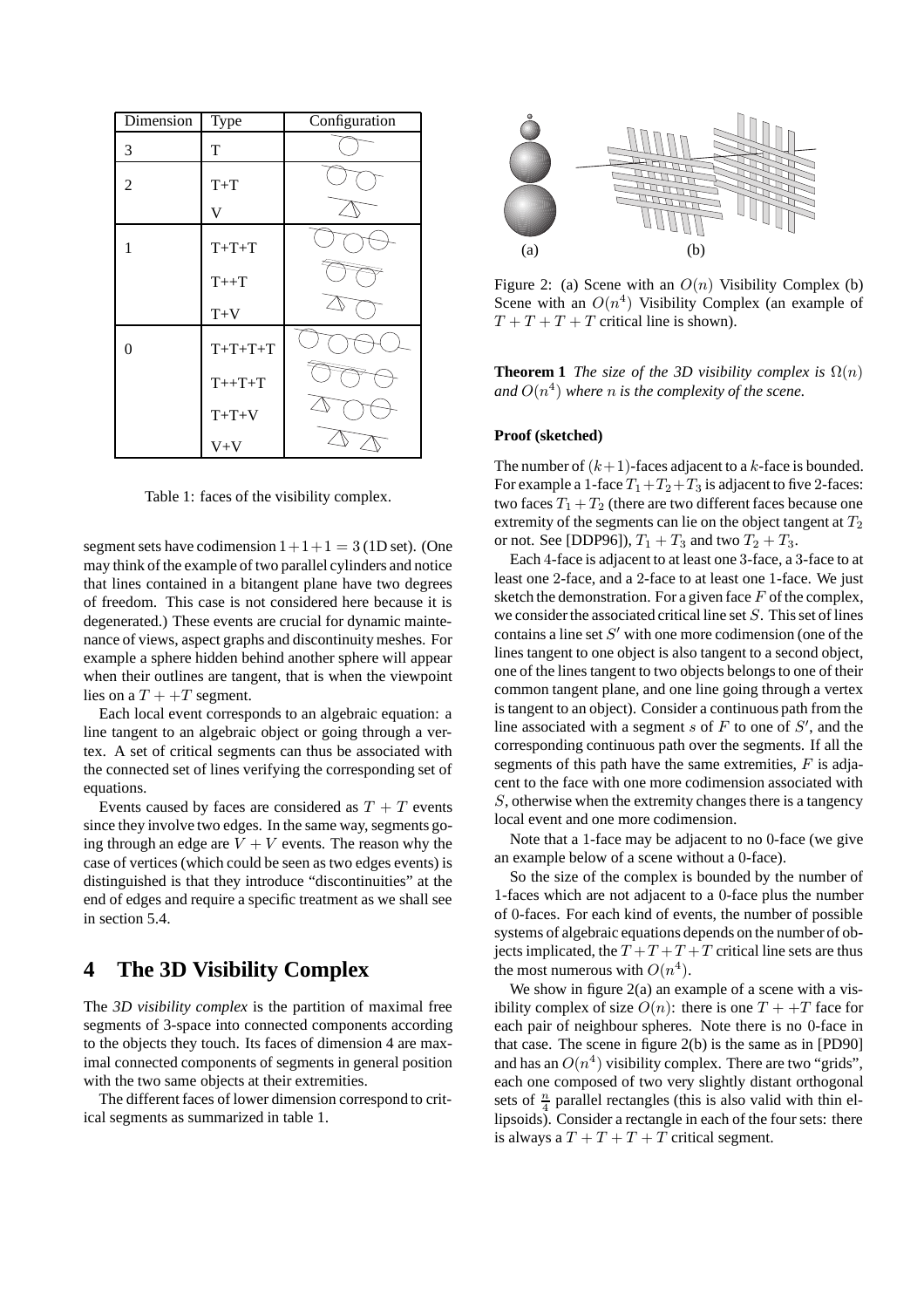| Dimension | Type | Configuration |
|---|---|---|
| 3 | T | |
| 2 | T+T | |
| | V | |
| 1 | T+T+T | |
| | T++T | |
| | T+V | |
| 0 | T+T+T+T | |
| | T++T+T | |
| | T+T+V | |
| | V+V | |

Table 1: faces of the visibility complex.

segment sets have codimension $1+1+1=3$ (1D set). (One may think of the example of two parallel cylinders and notice that lines contained in a bitangent plane have two degrees of freedom. This case is not considered here because it is degenerated.) These events are crucial for dynamic maintenance of views, aspect graphs and discontinuity meshes. For example a sphere hidden behind another sphere will appear when their outlines are tangent, that is when the viewpoint lies on a $T++T$ segment.

Each local event corresponds to an algebraic equation: a line tangent to an algebraic object or going through a vertex. A set of critical segments can thus be associated with the connected set of lines verifying the corresponding set of equations.

Events caused by faces are considered as $T+T$ events since they involve two edges. In the same way, segments going through an edge are $V+V$ events. The reason why the case of vertices (which could be seen as two edges events) is distinguished is that they introduce "discontinuities" at the end of edges and require a specific treatment as we shall see in section 5.4.

# 4 The 3D Visibility Complex

The *3D visibility complex* is the partition of maximal free segments of 3-space into connected components according to the objects they touch. Its faces of dimension 4 are maximal connected components of segments in general position with the two same objects at their extremities.

The different faces of lower dimension correspond to critical segments as summarized in table 1.

Figure 2: (a) Scene with an $O(n)$ Visibility Complex (b) Scene with an $O(n^4)$ Visibility Complex (an example of $T+T+T+T$ critical line is shown).

**Theorem 1** *The size of the 3D visibility complex is* $\Omega(n)$ *and* $O(n^4)$ *where* $n$ *is the complexity of the scene.*

**Proof (sketched)**

The number of $(k+1)$-faces adjacent to a $k$-face is bounded. For example a 1-face $T_1+T_2+T_3$ is adjacent to five 2-faces: two faces $T_1+T_2$ (there are two different faces because one extremity of the segments can lie on the object tangent at $T_2$ or not. See [DDP96]), $T_1+T_3$ and two $T_2+T_3$.

Each 4-face is adjacent to at least one 3-face, a 3-face to at least one 2-face, and a 2-face to at least one 1-face. We just sketch the demonstration. For a given face $F$ of the complex, we consider the associated critical line set $S$. This set of lines contains a line set $S'$ with one more codimension (one of the lines tangent to one object is also tangent to a second object, one of the lines tangent to two objects belongs to one of their common tangent plane, and one line going through a vertex is tangent to an object). Consider a continuous path from the line associated with a segment $s$ of $F$ to one of $S'$, and the corresponding continuous path over the segments. If all the segments of this path have the same extremities, $F$ is adjacent to the face with one more codimension associated with $S$, otherwise when the extremity changes there is a tangency local event and one more codimension.

Note that a 1-face may be adjacent to no 0-face (we give an example below of a scene without a 0-face).

So the size of the complex is bounded by the number of 1-faces which are not adjacent to a 0-face plus the number of 0-faces. For each kind of events, the number of possible systems of algebraic equations depends on the number of objects implicated, the $T+T+T+T$ critical line sets are thus the most numerous with $O(n^4)$.

We show in figure 2(a) an example of a scene with a visibility complex of size $O(n)$: there is one $T++T$ face for each pair of neighbour spheres. Note there is no 0-face in that case. The scene in figure 2(b) is the same as in [PD90] and has an $O(n^4)$ visibility complex. There are two "grids", each one composed of two very slightly distant orthogonal sets of $\frac{n}{4}$ parallel rectangles (this is also valid with thin ellipsoids). Consider a rectangle in each of the four sets: there is always a $T+T+T+T$ critical segment.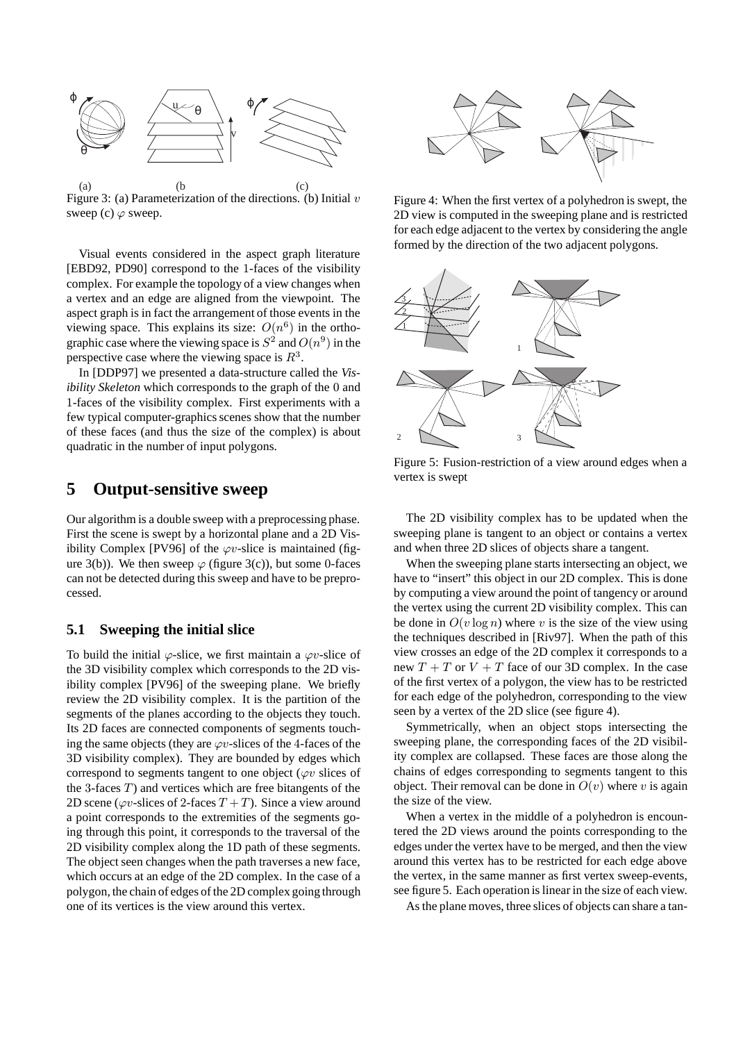Figure 3: (a) Parameterization of the directions. (b) Initial $v$ sweep (c) $\varphi$ sweep.

Visual events considered in the aspect graph literature [EBD92, PD90] correspond to the 1-faces of the visibility complex. For example the topology of a view changes when a vertex and an edge are aligned from the viewpoint. The aspect graph is in fact the arrangement of those events in the viewing space. This explains its size: $O(n^6)$ in the orthographic case where the viewing space is $S^2$ and $O(n^9)$ in the perspective case where the viewing space is $R^3$.

In [DDP97] we presented a data-structure called the *Visibility Skeleton* which corresponds to the graph of the 0 and 1-faces of the visibility complex. First experiments with a few typical computer-graphics scenes show that the number of these faces (and thus the size of the complex) is about quadratic in the number of input polygons.

# 5 Output-sensitive sweep

Our algorithm is a double sweep with a preprocessing phase. First the scene is swept by a horizontal plane and a 2D Visibility Complex [PV96] of the $\varphi v$-slice is maintained (figure 3(b)). We then sweep $\varphi$ (figure 3(c)), but some 0-faces can not be detected during this sweep and have to be preprocessed.

## 5.1 Sweeping the initial slice

To build the initial $\varphi$-slice, we first maintain a $\varphi v$-slice of the 3D visibility complex which corresponds to the 2D visibility complex [PV96] of the sweeping plane. We briefly review the 2D visibility complex. It is the partition of the segments of the planes according to the objects they touch. Its 2D faces are connected components of segments touching the same objects (they are $\varphi v$-slices of the 4-faces of the 3D visibility complex). They are bounded by edges which correspond to segments tangent to one object ($\varphi v$ slices of the 3-faces $T$) and vertices which are free bitangents of the 2D scene ($\varphi v$-slices of 2-faces $T + T$). Since a view around a point corresponds to the extremities of the segments going through this point, it corresponds to the traversal of the 2D visibility complex along the 1D path of these segments. The object seen changes when the path traverses a new face, which occurs at an edge of the 2D complex. In the case of a polygon, the chain of edges of the 2D complex going through one of its vertices is the view around this vertex.

Figure 4: When the first vertex of a polyhedron is swept, the 2D view is computed in the sweeping plane and is restricted for each edge adjacent to the vertex by considering the angle formed by the direction of the two adjacent polygons.

Figure 5: Fusion-restriction of a view around edges when a vertex is swept

The 2D visibility complex has to be updated when the sweeping plane is tangent to an object or contains a vertex and when three 2D slices of objects share a tangent.

When the sweeping plane starts intersecting an object, we have to "insert" this object in our 2D complex. This is done by computing a view around the point of tangency or around the vertex using the current 2D visibility complex. This can be done in $O(v \log n)$ where $v$ is the size of the view using the techniques described in [Riv97]. When the path of this view crosses an edge of the 2D complex it corresponds to a new $T + T$ or $V + T$ face of our 3D complex. In the case of the first vertex of a polygon, the view has to be restricted for each edge of the polyhedron, corresponding to the view seen by a vertex of the 2D slice (see figure 4).

Symmetrically, when an object stops intersecting the sweeping plane, the corresponding faces of the 2D visibility complex are collapsed. These faces are those along the chains of edges corresponding to segments tangent to this object. Their removal can be done in $O(v)$ where $v$ is again the size of the view.

When a vertex in the middle of a polyhedron is encountered the 2D views around the points corresponding to the edges under the vertex have to be merged, and then the view around this vertex has to be restricted for each edge above the vertex, in the same manner as first vertex sweep-events, see figure 5. Each operation is linear in the size of each view.

As the plane moves, three slices of objects can share a tan-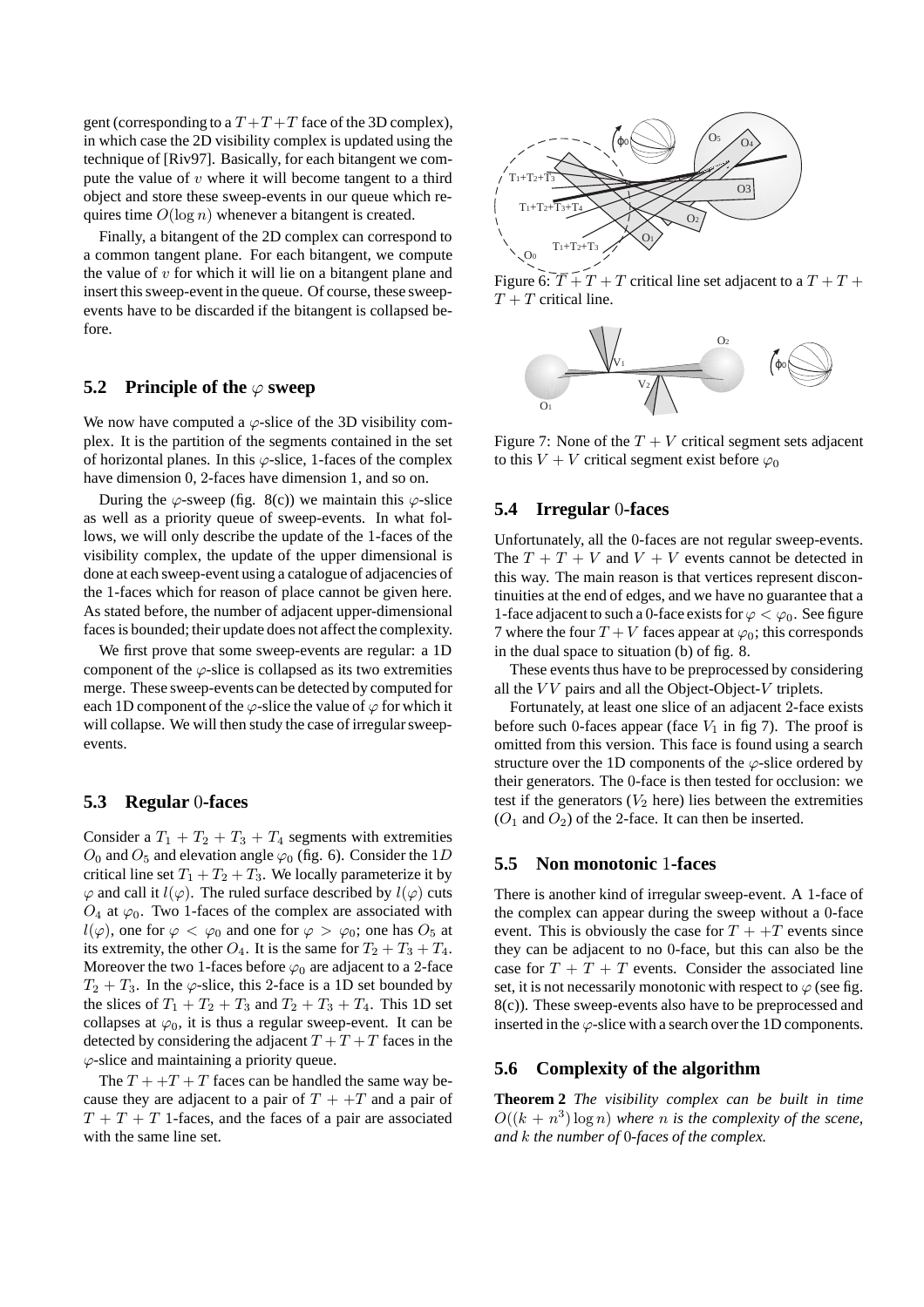gent (corresponding to a $T+T+T$ face of the 3D complex), in which case the 2D visibility complex is updated using the technique of [Riv97]. Basically, for each bitangent we compute the value of $v$ where it will become tangent to a third object and store these sweep-events in our queue which requires time $O(\log n)$ whenever a bitangent is created.

Finally, a bitangent of the 2D complex can correspond to a common tangent plane. For each bitangent, we compute the value of $v$ for which it will lie on a bitangent plane and insert this sweep-event in the queue. Of course, these sweep-events have to be discarded if the bitangent is collapsed before.

### 5.2 Principle of the $\varphi$ sweep

We now have computed a $\varphi$-slice of the 3D visibility complex. It is the partition of the segments contained in the set of horizontal planes. In this $\varphi$-slice, 1-faces of the complex have dimension 0, 2-faces have dimension 1, and so on.

During the $\varphi$-sweep (fig. 8(c)) we maintain this $\varphi$-slice as well as a priority queue of sweep-events. In what follows, we will only describe the update of the 1-faces of the visibility complex, the update of the upper dimensional is done at each sweep-event using a catalogue of adjacencies of the 1-faces which for reason of place cannot be given here. As stated before, the number of adjacent upper-dimensional faces is bounded; their update does not affect the complexity.

We first prove that some sweep-events are regular: a 1D component of the $\varphi$-slice is collapsed as its two extremities merge. These sweep-events can be detected by computed for each 1D component of the $\varphi$-slice the value of $\varphi$ for which it will collapse. We will then study the case of irregular sweep-events.

### 5.3 Regular 0-faces

Consider a $T_1 + T_2 + T_3 + T_4$ segments with extremities $O_0$ and $O_5$ and elevation angle $\varphi_0$ (fig. 6). Consider the $1D$ critical line set $T_1 + T_2 + T_3$. We locally parameterize it by $\varphi$ and call it $l(\varphi)$. The ruled surface described by $l(\varphi)$ cuts $O_4$ at $\varphi_0$. Two 1-faces of the complex are associated with $l(\varphi)$, one for $\varphi < \varphi_0$ and one for $\varphi > \varphi_0$; one has $O_5$ at its extremity, the other $O_4$. It is the same for $T_2 + T_3 + T_4$. Moreover the two 1-faces before $\varphi_0$ are adjacent to a 2-face $T_2 + T_3$. In the $\varphi$-slice, this 2-face is a 1D set bounded by the slices of $T_1 + T_2 + T_3$ and $T_2 + T_3 + T_4$. This 1D set collapses at $\varphi_0$, it is thus a regular sweep-event. It can be detected by considering the adjacent $T + T + T$ faces in the $\varphi$-slice and maintaining a priority queue.

The $T + +T + T$ faces can be handled the same way because they are adjacent to a pair of $T + +T$ and a pair of $T + T + T$ 1-faces, and the faces of a pair are associated with the same line set.

Figure 6: $T + T + T$ critical line set adjacent to a $T + T + T + T$ critical line.

Figure 7: None of the $T + V$ critical segment sets adjacent to this $V + V$ critical segment exist before $\varphi_0$

### 5.4 Irregular 0-faces

Unfortunately, all the 0-faces are not regular sweep-events. The $T + T + V$ and $V + V$ events cannot be detected in this way. The main reason is that vertices represent discontinuities at the end of edges, and we have no guarantee that a 1-face adjacent to such a 0-face exists for $\varphi < \varphi_0$. See figure 7 where the four $T + V$ faces appear at $\varphi_0$; this corresponds in the dual space to situation (b) of fig. 8.

These events thus have to be preprocessed by considering all the $VV$ pairs and all the Object-Object-$V$ triplets.

Fortunately, at least one slice of an adjacent 2-face exists before such 0-faces appear (face $V_1$ in fig 7). The proof is omitted from this version. This face is found using a search structure over the 1D components of the $\varphi$-slice ordered by their generators. The 0-face is then tested for occlusion: we test if the generators ($V_2$ here) lies between the extremities ($O_1$ and $O_2$) of the 2-face. It can then be inserted.

### 5.5 Non monotonic 1-faces

There is another kind of irregular sweep-event. A 1-face of the complex can appear during the sweep without a 0-face event. This is obviously the case for $T + +T$ events since they can be adjacent to no 0-face, but this can also be the case for $T + T + T$ events. Consider the associated line set, it is not necessarily monotonic with respect to $\varphi$ (see fig. 8(c)). These sweep-events also have to be preprocessed and inserted in the $\varphi$-slice with a search over the 1D components.

### 5.6 Complexity of the algorithm

**Theorem 2** *The visibility complex can be built in time $O((k + n^3)\log n)$ where $n$ is the complexity of the scene, and $k$ the number of 0-faces of the complex.*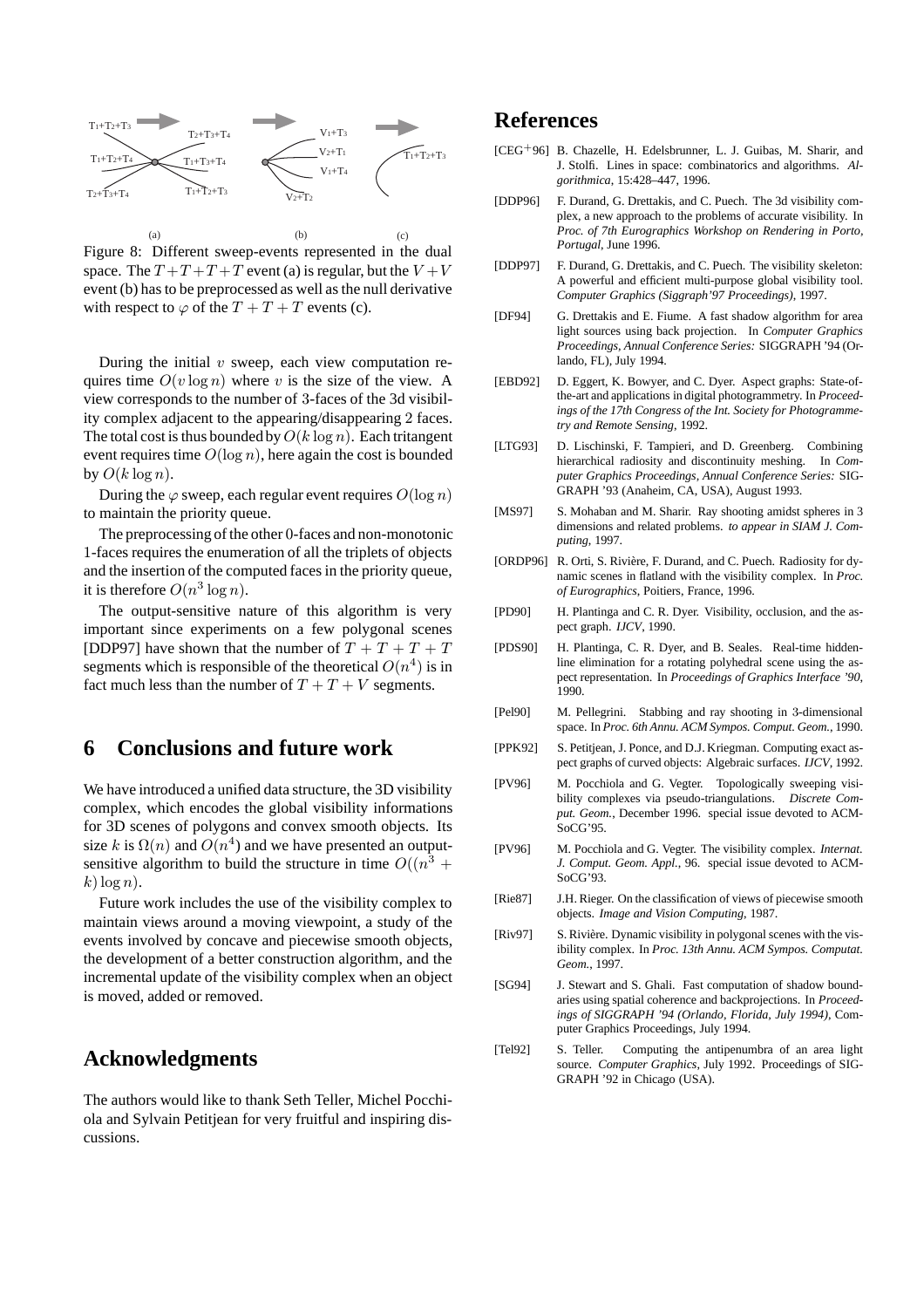$T_1+T_2+T_3$

$T_2+T_3+T_4$

$T_1+T_2+T_4$

$T_1+T_3+T_4$

$T_2+T_3+T_4$

$T_1+T_2+T_3$

$V_1+T_3$

$V_2+T_1$

$V_1+T_4$

$V_2+T_2$

$T_1+T_2+T_3$

(a) (b) (c)

Figure 8: Different sweep-events represented in the dual space. The $T+T+T+T$ event (a) is regular, but the $V+V$ event (b) has to be preprocessed as well as the null derivative with respect to $\varphi$ of the $T+T+T$ events (c).

During the initial $v$ sweep, each view computation requires time $O(v \log n)$ where $v$ is the size of the view. A view corresponds to the number of 3-faces of the 3d visibility complex adjacent to the appearing/disappearing 2 faces. The total cost is thus bounded by $O(k \log n)$. Each tritangent event requires time $O(\log n)$, here again the cost is bounded by $O(k \log n)$.

During the $\varphi$ sweep, each regular event requires $O(\log n)$ to maintain the priority queue.

The preprocessing of the other 0-faces and non-monotonic 1-faces requires the enumeration of all the triplets of objects and the insertion of the computed faces in the priority queue, it is therefore $O(n^3 \log n)$.

The output-sensitive nature of this algorithm is very important since experiments on a few polygonal scenes [DDP97] have shown that the number of $T+T+T+T$ segments which is responsible of the theoretical $O(n^4)$ is in fact much less than the number of $T+T+V$ segments.

## 6 Conclusions and future work

We have introduced a unified data structure, the 3D visibility complex, which encodes the global visibility informations for 3D scenes of polygons and convex smooth objects. Its size $k$ is $\Omega(n)$ and $O(n^4)$ and we have presented an output-sensitive algorithm to build the structure in time $O((n^3 + k) \log n)$.

Future work includes the use of the visibility complex to maintain views around a moving viewpoint, a study of the events involved by concave and piecewise smooth objects, the development of a better construction algorithm, and the incremental update of the visibility complex when an object is moved, added or removed.

## Acknowledgments

The authors would like to thank Seth Teller, Michel Pocchiola and Sylvain Petitjean for very fruitful and inspiring discussions.

## References

[CEG+96] B. Chazelle, H. Edelsbrunner, L. J. Guibas, M. Sharir, and J. Stolfi. Lines in space: combinatorics and algorithms. *Algorithmica*, 15:428–447, 1996.

[DDP96] F. Durand, G. Drettakis, and C. Puech. The 3d visibility complex, a new approach to the problems of accurate visibility. In *Proc. of 7th Eurographics Workshop on Rendering in Porto, Portugal*, June 1996.

[DDP97] F. Durand, G. Drettakis, and C. Puech. The visibility skeleton: A powerful and efficient multi-purpose global visibility tool. *Computer Graphics (Siggraph'97 Proceedings)*, 1997.

[DF94] G. Drettakis and E. Fiume. A fast shadow algorithm for area light sources using back projection. In *Computer Graphics Proceedings, Annual Conference Series:* SIGGRAPH '94 (Orlando, FL), July 1994.

[EBD92] D. Eggert, K. Bowyer, and C. Dyer. Aspect graphs: State-of-the-art and applications in digital photogrammetry. In *Proceedings of the 17th Congress of the Int. Society for Photogrammetry and Remote Sensing*, 1992.

[LTG93] D. Lischinski, F. Tampieri, and D. Greenberg. Combining hierarchical radiosity and discontinuity meshing. In *Computer Graphics Proceedings, Annual Conference Series:* SIGGRAPH '93 (Anaheim, CA, USA), August 1993.

[MS97] S. Mohaban and M. Sharir. Ray shooting amidst spheres in 3 dimensions and related problems. *to appear in SIAM J. Computing*, 1997.

[ORDP96] R. Orti, S. Rivière, F. Durand, and C. Puech. Radiosity for dynamic scenes in flatland with the visibility complex. In *Proc. of Eurographics*, Poitiers, France, 1996.

[PD90] H. Plantinga and C. R. Dyer. Visibility, occlusion, and the aspect graph. *IJCV*, 1990.

[PDS90] H. Plantinga, C. R. Dyer, and B. Seales. Real-time hidden-line elimination for a rotating polyhedral scene using the aspect representation. In *Proceedings of Graphics Interface '90*, 1990.

[Pel90] M. Pellegrini. Stabbing and ray shooting in 3-dimensional space. In *Proc. 6th Annu. ACM Sympos. Comput. Geom.*, 1990.

[PPK92] S. Petitjean, J. Ponce, and D.J. Kriegman. Computing exact aspect graphs of curved objects: Algebraic surfaces. *IJCV*, 1992.

[PV96] M. Pocchiola and G. Vegter. Topologically sweeping visibility complexes via pseudo-triangulations. *Discrete Comput. Geom.*, December 1996. special issue devoted to ACM-SoCG'95.

[PV96] M. Pocchiola and G. Vegter. The visibility complex. *Internat. J. Comput. Geom. Appl.*, 96. special issue devoted to ACM-SoCG'93.

[Rie87] J.H. Rieger. On the classification of views of piecewise smooth objects. *Image and Vision Computing*, 1987.

[Riv97] S. Rivière. Dynamic visibility in polygonal scenes with the visibility complex. In *Proc. 13th Annu. ACM Sympos. Computat. Geom.*, 1997.

[SG94] J. Stewart and S. Ghali. Fast computation of shadow boundaries using spatial coherence and backprojections. In *Proceedings of SIGGRAPH '94 (Orlando, Florida, July 1994)*, Computer Graphics Proceedings, July 1994.

[Tel92] S. Teller. Computing the antipenumbra of an area light source. *Computer Graphics*, July 1992. Proceedings of SIGGRAPH '92 in Chicago (USA).